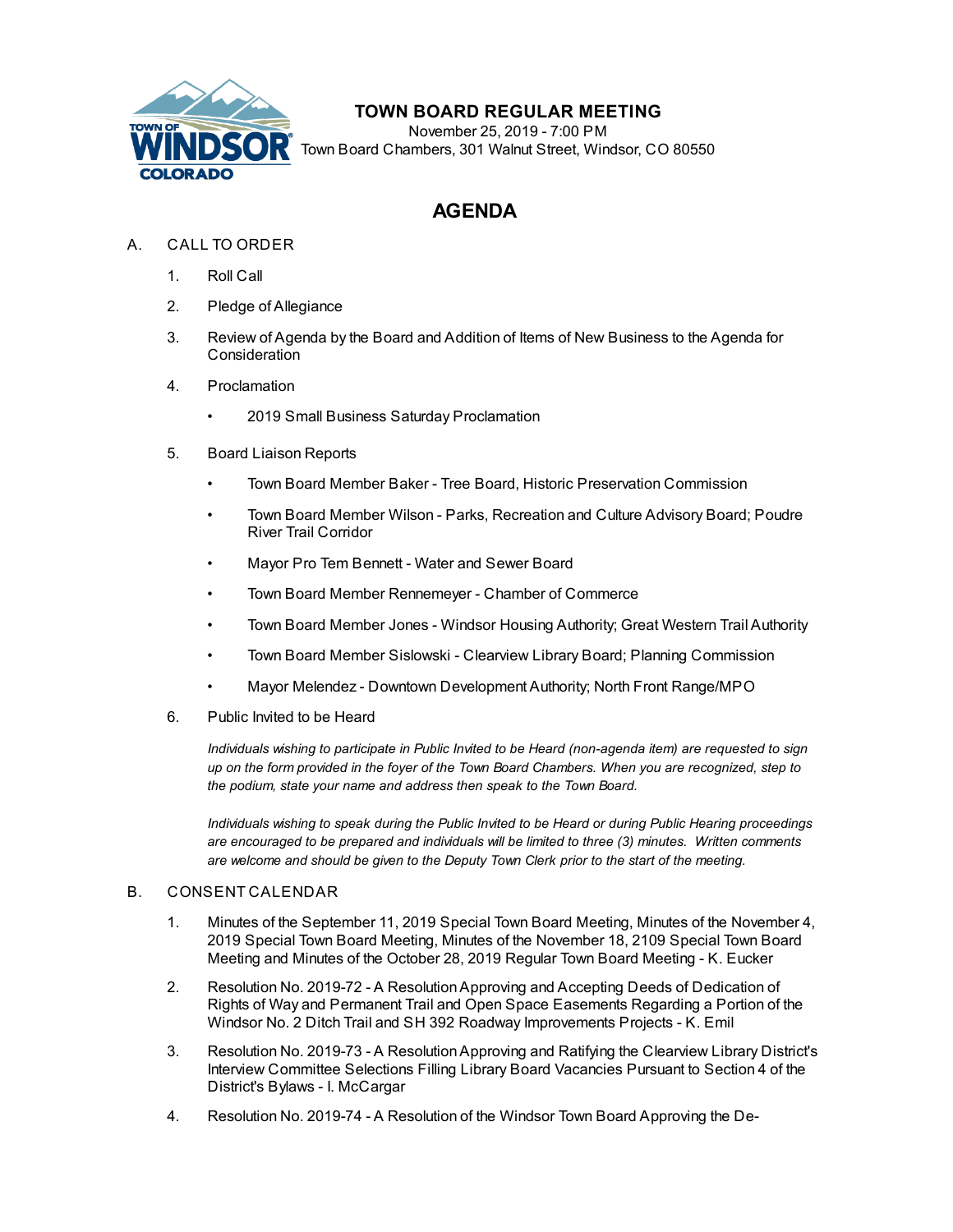# TOWN BOARD REGULAR MEETING

November 25, 2019 - 7:00 PM
Town Board Chambers, 301 Walnut Street, Windsor, CO 80550

## AGENDA

A. CALL TO ORDER

1. Roll Call
2. Pledge of Allegiance
3. Review of Agenda by the Board and Addition of Items of New Business to the Agenda for Consideration
4. Proclamation
   - 2019 Small Business Saturday Proclamation
5. Board Liaison Reports
   - Town Board Member Baker - Tree Board, Historic Preservation Commission
   - Town Board Member Wilson - Parks, Recreation and Culture Advisory Board; Poudre River Trail Corridor
   - Mayor Pro Tem Bennett - Water and Sewer Board
   - Town Board Member Rennemeyer - Chamber of Commerce
   - Town Board Member Jones - Windsor Housing Authority; Great Western Trail Authority
   - Town Board Member Sislowski - Clearview Library Board; Planning Commission
   - Mayor Melendez - Downtown Development Authority; North Front Range/MPO
6. Public Invited to be Heard

   *Individuals wishing to participate in Public Invited to be Heard (non-agenda item) are requested to sign up on the form provided in the foyer of the Town Board Chambers. When you are recognized, step to the podium, state your name and address then speak to the Town Board.*

   *Individuals wishing to speak during the Public Invited to be Heard or during Public Hearing proceedings are encouraged to be prepared and individuals will be limited to three (3) minutes. Written comments are welcome and should be given to the Deputy Town Clerk prior to the start of the meeting.*

B. CONSENT CALENDAR

1. Minutes of the September 11, 2019 Special Town Board Meeting, Minutes of the November 4, 2019 Special Town Board Meeting, Minutes of the November 18, 2109 Special Town Board Meeting and Minutes of the October 28, 2019 Regular Town Board Meeting - K. Eucker
2. Resolution No. 2019-72 - A Resolution Approving and Accepting Deeds of Dedication of Rights of Way and Permanent Trail and Open Space Easements Regarding a Portion of the Windsor No. 2 Ditch Trail and SH 392 Roadway Improvements Projects - K. Emil
3. Resolution No. 2019-73 - A Resolution Approving and Ratifying the Clearview Library District's Interview Committee Selections Filling Library Board Vacancies Pursuant to Section 4 of the District's Bylaws - I. McCargar
4. Resolution No. 2019-74 - A Resolution of the Windsor Town Board Approving the De-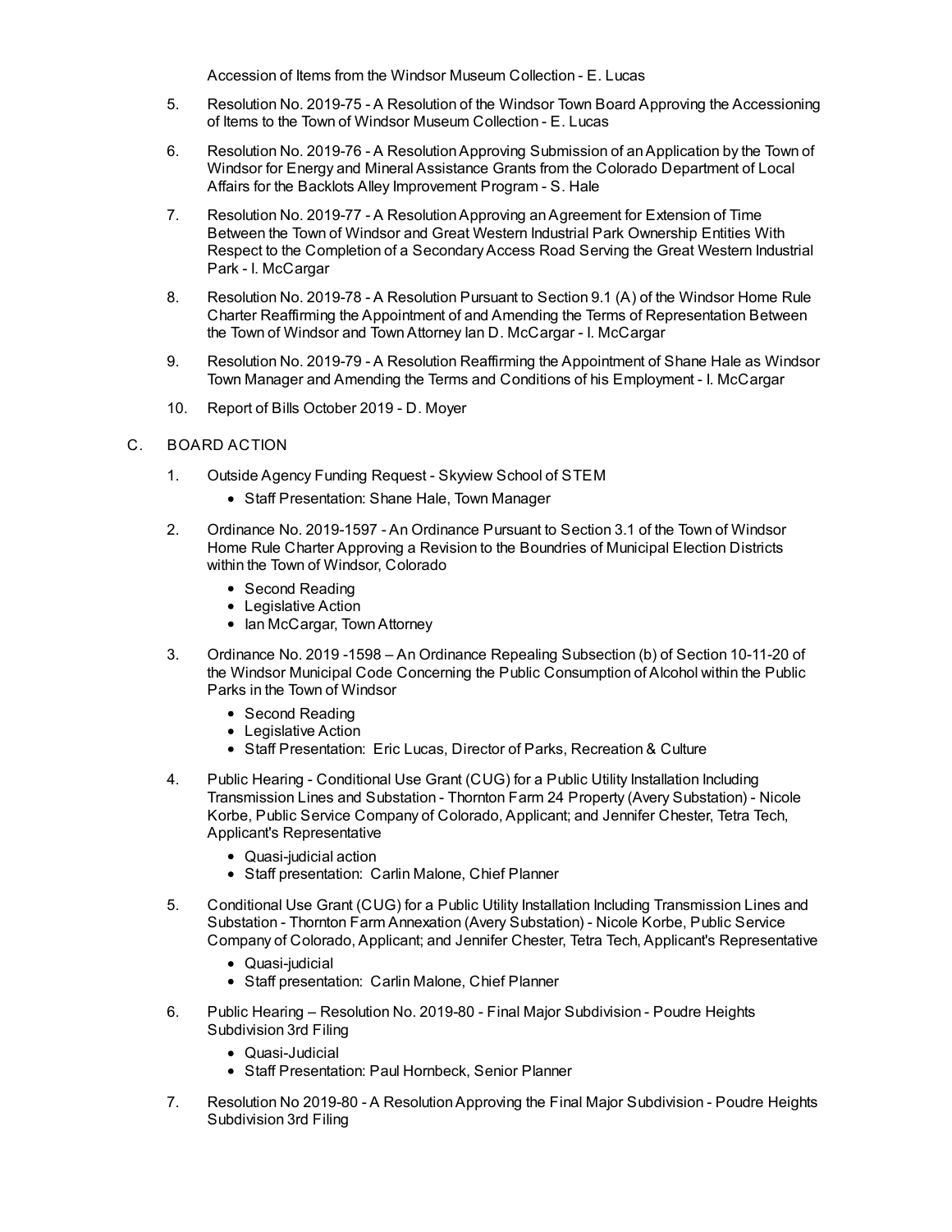Accession of Items from the Windsor Museum Collection - E. Lucas

5. Resolution No. 2019-75 - A Resolution of the Windsor Town Board Approving the Accessioning of Items to the Town of Windsor Museum Collection - E. Lucas
6. Resolution No. 2019-76 - A Resolution Approving Submission of an Application by the Town of Windsor for Energy and Mineral Assistance Grants from the Colorado Department of Local Affairs for the Backlots Alley Improvement Program - S. Hale
7. Resolution No. 2019-77 - A Resolution Approving an Agreement for Extension of Time Between the Town of Windsor and Great Western Industrial Park Ownership Entities With Respect to the Completion of a Secondary Access Road Serving the Great Western Industrial Park - I. McCargar
8. Resolution No. 2019-78 - A Resolution Pursuant to Section 9.1 (A) of the Windsor Home Rule Charter Reaffirming the Appointment of and Amending the Terms of Representation Between the Town of Windsor and Town Attorney Ian D. McCargar - I. McCargar
9. Resolution No. 2019-79 - A Resolution Reaffirming the Appointment of Shane Hale as Windsor Town Manager and Amending the Terms and Conditions of his Employment - I. McCargar
10. Report of Bills October 2019 - D. Moyer

C. BOARD ACTION

1. Outside Agency Funding Request - Skyview School of STEM
   - Staff Presentation: Shane Hale, Town Manager
2. Ordinance No. 2019-1597 - An Ordinance Pursuant to Section 3.1 of the Town of Windsor Home Rule Charter Approving a Revision to the Boundries of Municipal Election Districts within the Town of Windsor, Colorado
   - Second Reading
   - Legislative Action
   - Ian McCargar, Town Attorney
3. Ordinance No. 2019 -1598 – An Ordinance Repealing Subsection (b) of Section 10-11-20 of the Windsor Municipal Code Concerning the Public Consumption of Alcohol within the Public Parks in the Town of Windsor
   - Second Reading
   - Legislative Action
   - Staff Presentation: Eric Lucas, Director of Parks, Recreation & Culture
4. Public Hearing - Conditional Use Grant (CUG) for a Public Utility Installation Including Transmission Lines and Substation - Thornton Farm 24 Property (Avery Substation) - Nicole Korbe, Public Service Company of Colorado, Applicant; and Jennifer Chester, Tetra Tech, Applicant's Representative
   - Quasi-judicial action
   - Staff presentation: Carlin Malone, Chief Planner
5. Conditional Use Grant (CUG) for a Public Utility Installation Including Transmission Lines and Substation - Thornton Farm Annexation (Avery Substation) - Nicole Korbe, Public Service Company of Colorado, Applicant; and Jennifer Chester, Tetra Tech, Applicant's Representative
   - Quasi-judicial
   - Staff presentation: Carlin Malone, Chief Planner
6. Public Hearing – Resolution No. 2019-80 - Final Major Subdivision - Poudre Heights Subdivision 3rd Filing
   - Quasi-Judicial
   - Staff Presentation: Paul Hornbeck, Senior Planner
7. Resolution No 2019-80 - A Resolution Approving the Final Major Subdivision - Poudre Heights Subdivision 3rd Filing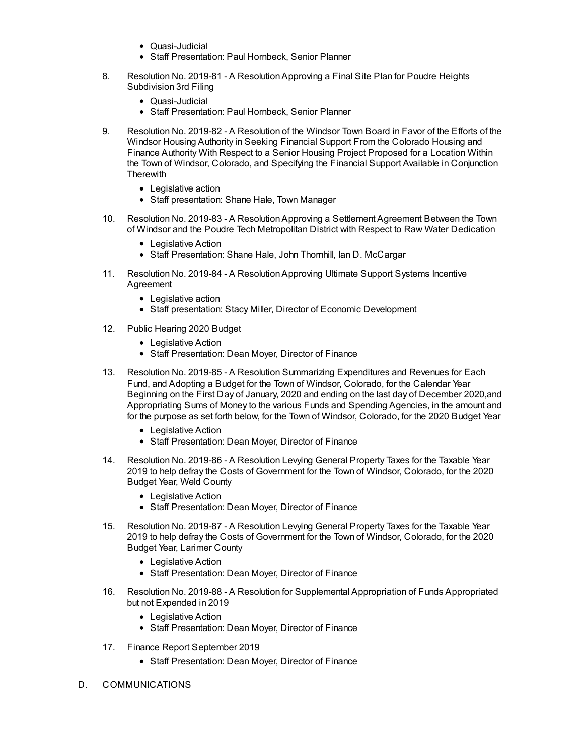- Quasi-Judicial
- Staff Presentation: Paul Hornbeck, Senior Planner

8. Resolution No. 2019-81 - A Resolution Approving a Final Site Plan for Poudre Heights Subdivision 3rd Filing
   - Quasi-Judicial
   - Staff Presentation: Paul Hornbeck, Senior Planner

9. Resolution No. 2019-82 - A Resolution of the Windsor Town Board in Favor of the Efforts of the Windsor Housing Authority in Seeking Financial Support From the Colorado Housing and Finance Authority With Respect to a Senior Housing Project Proposed for a Location Within the Town of Windsor, Colorado, and Specifying the Financial Support Available in Conjunction Therewith
   - Legislative action
   - Staff presentation: Shane Hale, Town Manager

10. Resolution No. 2019-83 - A Resolution Approving a Settlement Agreement Between the Town of Windsor and the Poudre Tech Metropolitan District with Respect to Raw Water Dedication
    - Legislative Action
    - Staff Presentation: Shane Hale, John Thornhill, Ian D. McCargar

11. Resolution No. 2019-84 - A Resolution Approving Ultimate Support Systems Incentive Agreement
    - Legislative action
    - Staff presentation: Stacy Miller, Director of Economic Development

12. Public Hearing 2020 Budget
    - Legislative Action
    - Staff Presentation: Dean Moyer, Director of Finance

13. Resolution No. 2019-85 - A Resolution Summarizing Expenditures and Revenues for Each Fund, and Adopting a Budget for the Town of Windsor, Colorado, for the Calendar Year Beginning on the First Day of January, 2020 and ending on the last day of December 2020,and Appropriating Sums of Money to the various Funds and Spending Agencies, in the amount and for the purpose as set forth below, for the Town of Windsor, Colorado, for the 2020 Budget Year
    - Legislative Action
    - Staff Presentation: Dean Moyer, Director of Finance

14. Resolution No. 2019-86 - A Resolution Levying General Property Taxes for the Taxable Year 2019 to help defray the Costs of Government for the Town of Windsor, Colorado, for the 2020 Budget Year, Weld County
    - Legislative Action
    - Staff Presentation: Dean Moyer, Director of Finance

15. Resolution No. 2019-87 - A Resolution Levying General Property Taxes for the Taxable Year 2019 to help defray the Costs of Government for the Town of Windsor, Colorado, for the 2020 Budget Year, Larimer County
    - Legislative Action
    - Staff Presentation: Dean Moyer, Director of Finance

16. Resolution No. 2019-88 - A Resolution for Supplemental Appropriation of Funds Appropriated but not Expended in 2019
    - Legislative Action
    - Staff Presentation: Dean Moyer, Director of Finance

17. Finance Report September 2019
    - Staff Presentation: Dean Moyer, Director of Finance

D. COMMUNICATIONS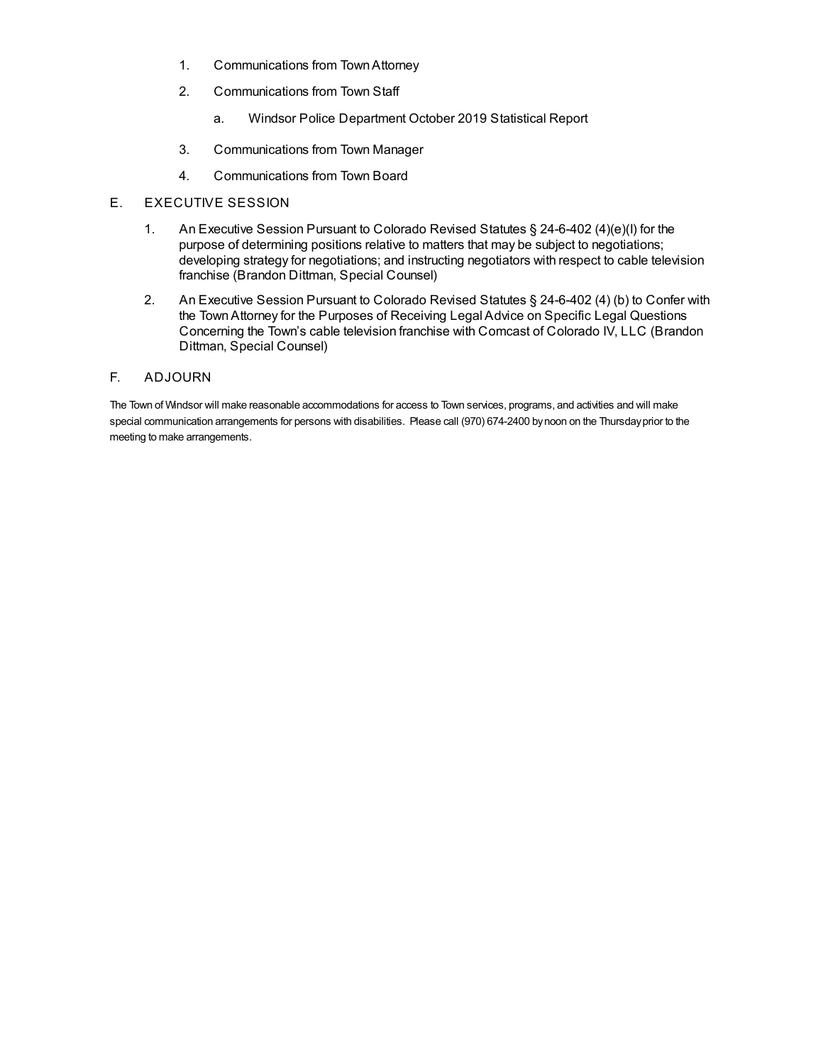1. Communications from Town Attorney
2. Communications from Town Staff
    a. Windsor Police Department October 2019 Statistical Report
3. Communications from Town Manager
4. Communications from Town Board

## E. EXECUTIVE SESSION

1. An Executive Session Pursuant to Colorado Revised Statutes § 24-6-402 (4)(e)(I) for the purpose of determining positions relative to matters that may be subject to negotiations; developing strategy for negotiations; and instructing negotiators with respect to cable television franchise (Brandon Dittman, Special Counsel)
2. An Executive Session Pursuant to Colorado Revised Statutes § 24-6-402 (4) (b) to Confer with the Town Attorney for the Purposes of Receiving Legal Advice on Specific Legal Questions Concerning the Town's cable television franchise with Comcast of Colorado IV, LLC (Brandon Dittman, Special Counsel)

## F. ADJOURN

The Town of Windsor will make reasonable accommodations for access to Town services, programs, and activities and will make special communication arrangements for persons with disabilities. Please call (970) 674-2400 by noon on the Thursday prior to the meeting to make arrangements.